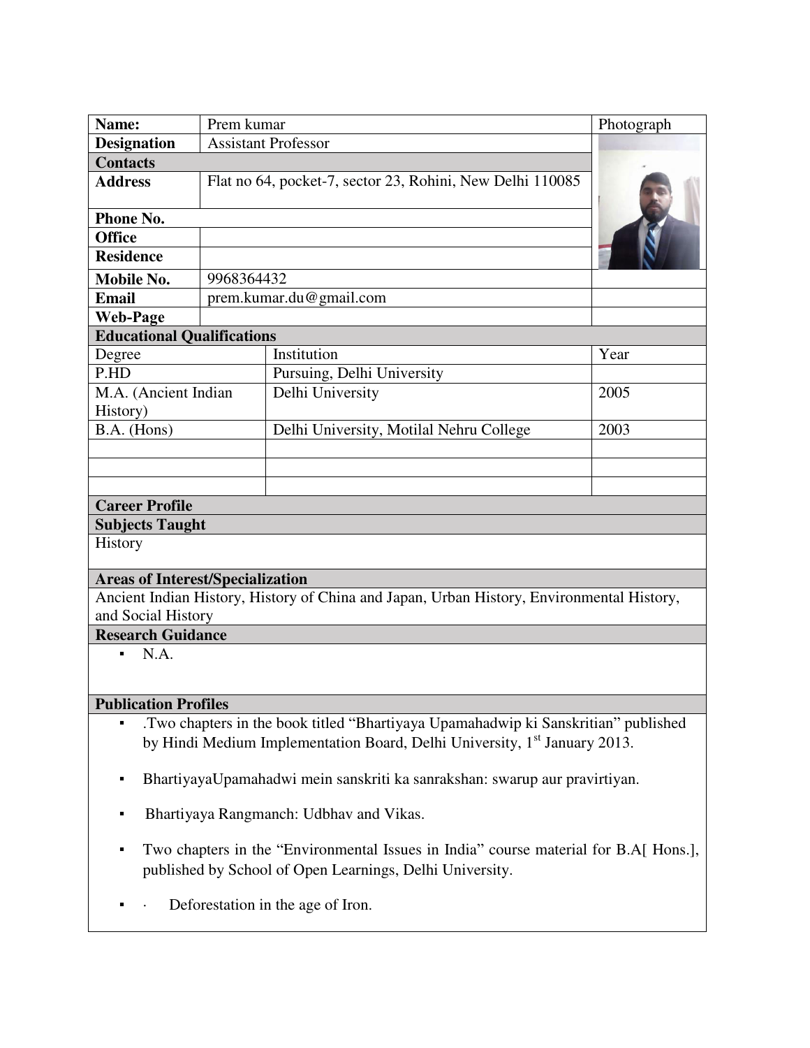| Name: | Prem kumar | Photograph |
|---|---|---|
| **Designation** | Assistant Professor | |
| **Contacts** | | |
| **Address** | Flat no 64, pocket-7, sector 23, Rohini, New Delhi 110085 | |
| **Phone No.** | | |
| **Office** | | |
| **Residence** | | |
| **Mobile No.** | 9968364432 | |
| **Email** | prem.kumar.du@gmail.com | |
| **Web-Page** | | |

**Educational Qualifications**

| Degree | Institution | Year |
|---|---|---|
| P.HD | Pursuing, Delhi University | |
| M.A. (Ancient Indian History) | Delhi University | 2005 |
| B.A. (Hons) | Delhi University, Motilal Nehru College | 2003 |
| | | |
| | | |
| | | |

**Career Profile**

**Subjects Taught**

History

**Areas of Interest/Specialization**

Ancient Indian History, History of China and Japan, Urban History, Environmental History, and Social History

**Research Guidance**

- N.A.

**Publication Profiles**

- .Two chapters in the book titled "Bhartiyaya Upamahadwip ki Sanskritian" published by Hindi Medium Implementation Board, Delhi University, 1st January 2013.
- BhartiyayaUpamahadwi mein sanskriti ka sanrakshan: swarup aur pravirtiyan.
- Bhartiyaya Rangmanch: Udbhav and Vikas.
- Two chapters in the "Environmental Issues in India" course material for B.A[ Hons.], published by School of Open Learnings, Delhi University.
- · Deforestation in the age of Iron.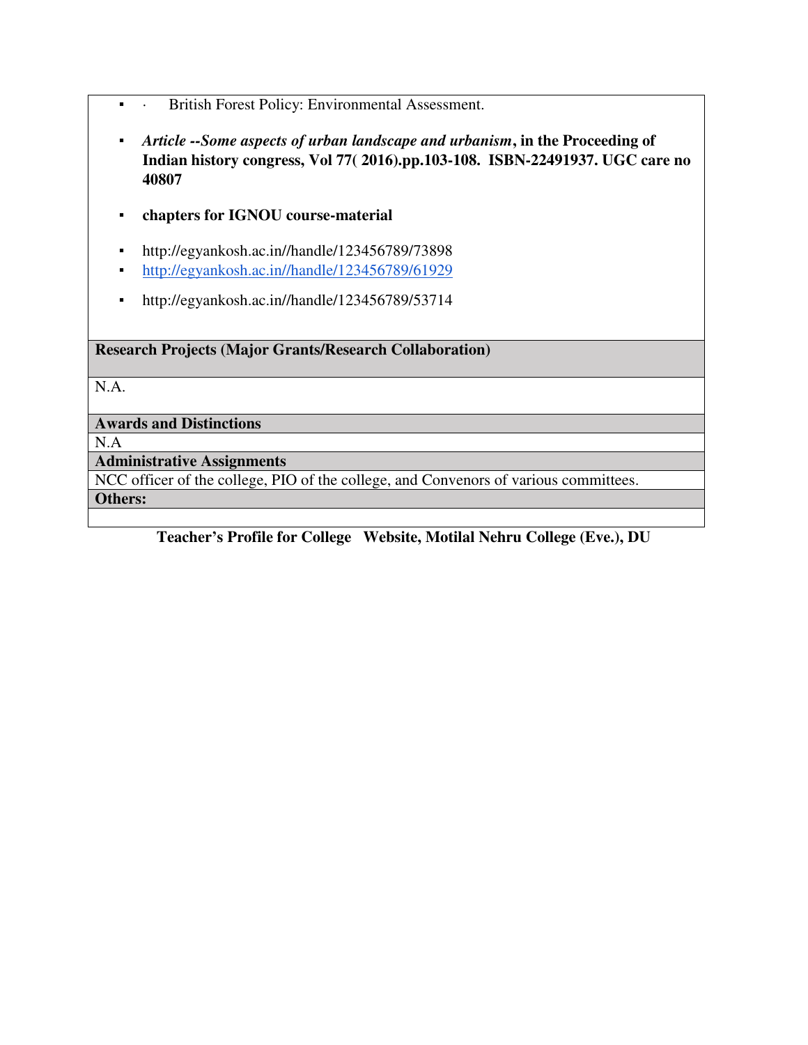- · British Forest Policy: Environmental Assessment.

- ***Article --Some aspects of urban landscape and urbanism*, in the Proceeding of Indian history congress, Vol 77( 2016).pp.103-108. ISBN-22491937. UGC care no 40807**

- **chapters for IGNOU course-material**

- http://egyankosh.ac.in//handle/123456789/73898
- http://egyankosh.ac.in//handle/123456789/61929
- http://egyankosh.ac.in//handle/123456789/53714

**Research Projects (Major Grants/Research Collaboration)**

N.A.

**Awards and Distinctions**

N.A

**Administrative Assignments**

NCC officer of the college, PIO of the college, and Convenors of various committees.

**Others:**

**Teacher's Profile for College Website, Motilal Nehru College (Eve.), DU**